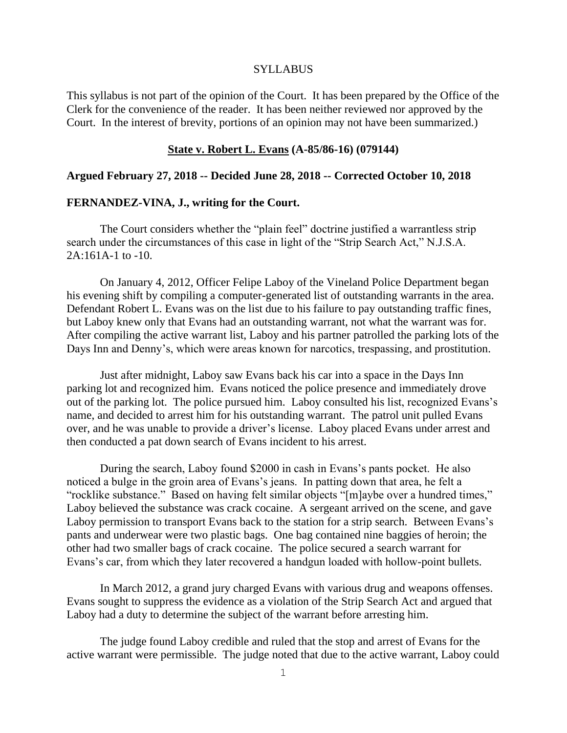SYLLABUS

This syllabus is not part of the opinion of the Court. It has been prepared by the Office of the Clerk for the convenience of the reader. It has been neither reviewed nor approved by the Court. In the interest of brevity, portions of an opinion may not have been summarized.)

**State v. Robert L. Evans (A-85/86-16) (079144)**

**Argued February 27, 2018 -- Decided June 28, 2018 -- Corrected October 10, 2018**

**FERNANDEZ-VINA, J., writing for the Court.**

The Court considers whether the "plain feel" doctrine justified a warrantless strip search under the circumstances of this case in light of the "Strip Search Act," N.J.S.A. 2A:161A-1 to -10.

On January 4, 2012, Officer Felipe Laboy of the Vineland Police Department began his evening shift by compiling a computer-generated list of outstanding warrants in the area. Defendant Robert L. Evans was on the list due to his failure to pay outstanding traffic fines, but Laboy knew only that Evans had an outstanding warrant, not what the warrant was for. After compiling the active warrant list, Laboy and his partner patrolled the parking lots of the Days Inn and Denny's, which were areas known for narcotics, trespassing, and prostitution.

Just after midnight, Laboy saw Evans back his car into a space in the Days Inn parking lot and recognized him. Evans noticed the police presence and immediately drove out of the parking lot. The police pursued him. Laboy consulted his list, recognized Evans's name, and decided to arrest him for his outstanding warrant. The patrol unit pulled Evans over, and he was unable to provide a driver's license. Laboy placed Evans under arrest and then conducted a pat down search of Evans incident to his arrest.

During the search, Laboy found $2000 in cash in Evans's pants pocket. He also noticed a bulge in the groin area of Evans's jeans. In patting down that area, he felt a "rocklike substance." Based on having felt similar objects "[m]aybe over a hundred times," Laboy believed the substance was crack cocaine. A sergeant arrived on the scene, and gave Laboy permission to transport Evans back to the station for a strip search. Between Evans's pants and underwear were two plastic bags. One bag contained nine baggies of heroin; the other had two smaller bags of crack cocaine. The police secured a search warrant for Evans's car, from which they later recovered a handgun loaded with hollow-point bullets.

In March 2012, a grand jury charged Evans with various drug and weapons offenses. Evans sought to suppress the evidence as a violation of the Strip Search Act and argued that Laboy had a duty to determine the subject of the warrant before arresting him.

The judge found Laboy credible and ruled that the stop and arrest of Evans for the active warrant were permissible. The judge noted that due to the active warrant, Laboy could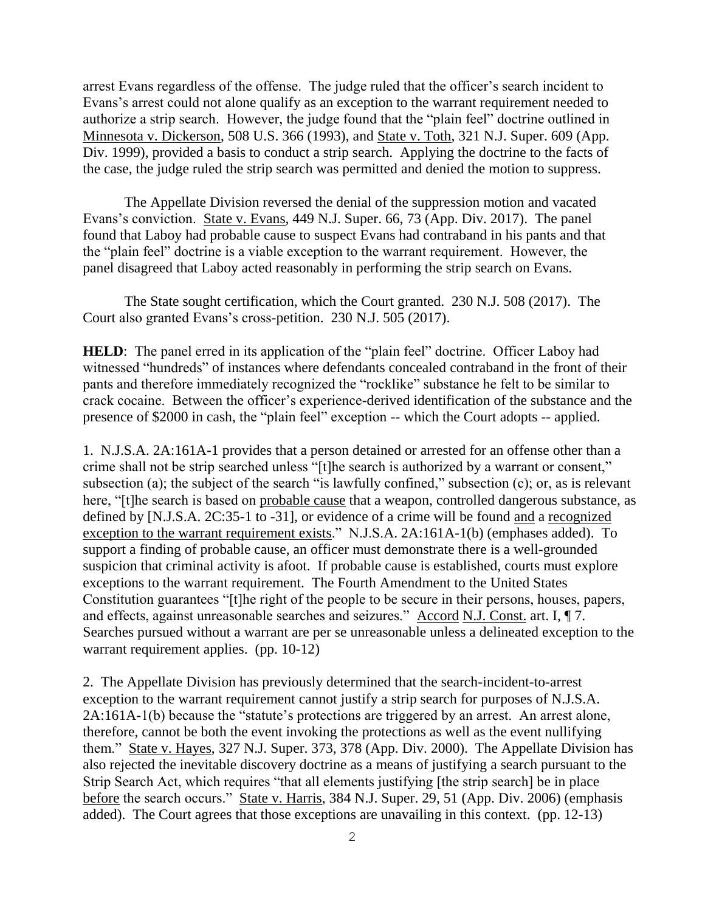arrest Evans regardless of the offense. The judge ruled that the officer's search incident to Evans's arrest could not alone qualify as an exception to the warrant requirement needed to authorize a strip search. However, the judge found that the "plain feel" doctrine outlined in Minnesota v. Dickerson, 508 U.S. 366 (1993), and State v. Toth, 321 N.J. Super. 609 (App. Div. 1999), provided a basis to conduct a strip search. Applying the doctrine to the facts of the case, the judge ruled the strip search was permitted and denied the motion to suppress.

The Appellate Division reversed the denial of the suppression motion and vacated Evans's conviction. State v. Evans, 449 N.J. Super. 66, 73 (App. Div. 2017). The panel found that Laboy had probable cause to suspect Evans had contraband in his pants and that the "plain feel" doctrine is a viable exception to the warrant requirement. However, the panel disagreed that Laboy acted reasonably in performing the strip search on Evans.

The State sought certification, which the Court granted. 230 N.J. 508 (2017). The Court also granted Evans's cross-petition. 230 N.J. 505 (2017).

**HELD**: The panel erred in its application of the "plain feel" doctrine. Officer Laboy had witnessed "hundreds" of instances where defendants concealed contraband in the front of their pants and therefore immediately recognized the "rocklike" substance he felt to be similar to crack cocaine. Between the officer's experience-derived identification of the substance and the presence of $2000 in cash, the "plain feel" exception -- which the Court adopts -- applied.

1. N.J.S.A. 2A:161A-1 provides that a person detained or arrested for an offense other than a crime shall not be strip searched unless "[t]he search is authorized by a warrant or consent," subsection (a); the subject of the search "is lawfully confined," subsection (c); or, as is relevant here, "[t]he search is based on probable cause that a weapon, controlled dangerous substance, as defined by [N.J.S.A. 2C:35-1 to -31], or evidence of a crime will be found and a recognized exception to the warrant requirement exists." N.J.S.A. 2A:161A-1(b) (emphases added). To support a finding of probable cause, an officer must demonstrate there is a well-grounded suspicion that criminal activity is afoot. If probable cause is established, courts must explore exceptions to the warrant requirement. The Fourth Amendment to the United States Constitution guarantees "[t]he right of the people to be secure in their persons, houses, papers, and effects, against unreasonable searches and seizures." Accord N.J. Const. art. I, ¶ 7. Searches pursued without a warrant are per se unreasonable unless a delineated exception to the warrant requirement applies. (pp. 10-12)

2. The Appellate Division has previously determined that the search-incident-to-arrest exception to the warrant requirement cannot justify a strip search for purposes of N.J.S.A. 2A:161A-1(b) because the "statute's protections are triggered by an arrest. An arrest alone, therefore, cannot be both the event invoking the protections as well as the event nullifying them." State v. Hayes, 327 N.J. Super. 373, 378 (App. Div. 2000). The Appellate Division has also rejected the inevitable discovery doctrine as a means of justifying a search pursuant to the Strip Search Act, which requires "that all elements justifying [the strip search] be in place before the search occurs." State v. Harris, 384 N.J. Super. 29, 51 (App. Div. 2006) (emphasis added). The Court agrees that those exceptions are unavailing in this context. (pp. 12-13)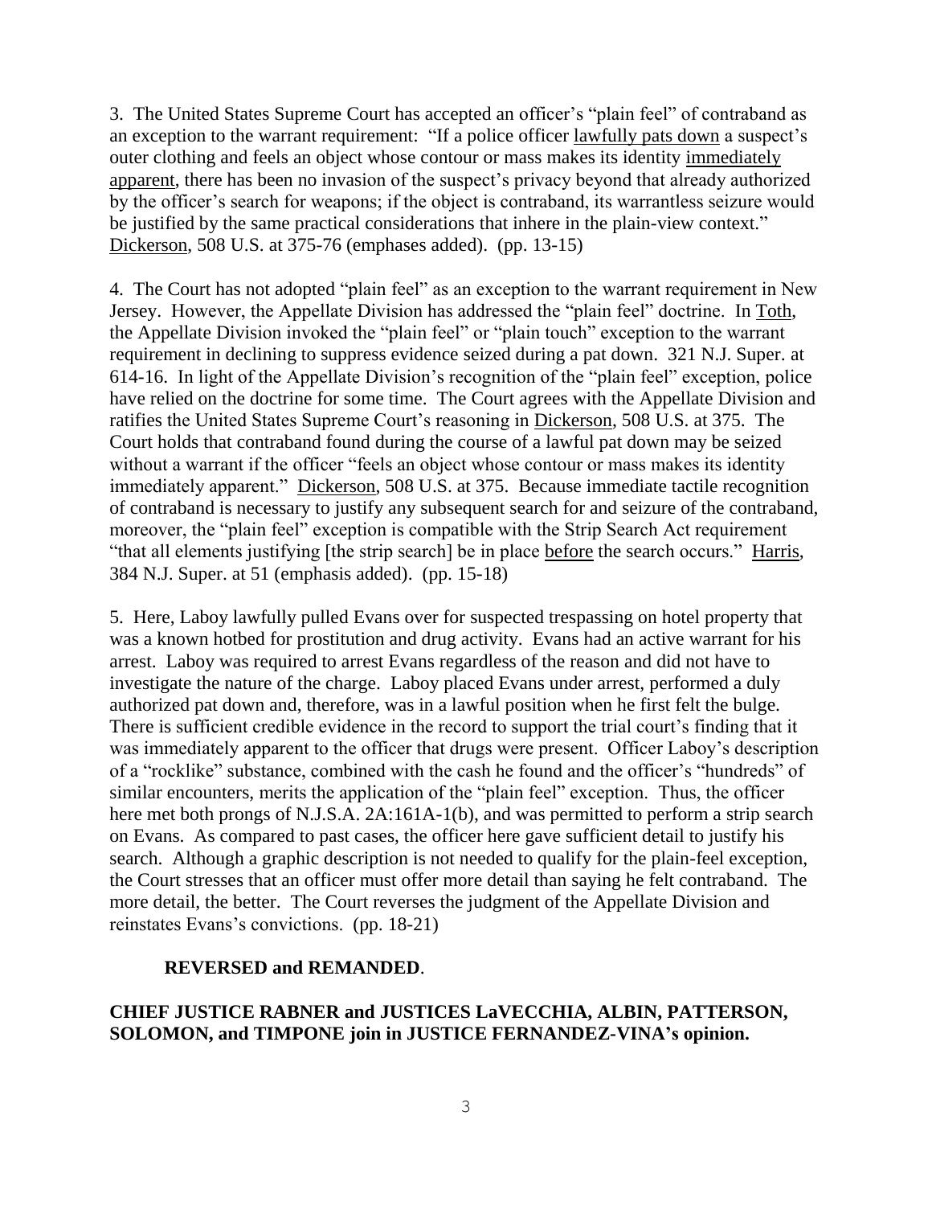3. The United States Supreme Court has accepted an officer's "plain feel" of contraband as an exception to the warrant requirement: "If a police officer <u>lawfully pats down</u> a suspect's outer clothing and feels an object whose contour or mass makes its identity <u>immediately apparent</u>, there has been no invasion of the suspect's privacy beyond that already authorized by the officer's search for weapons; if the object is contraband, its warrantless seizure would be justified by the same practical considerations that inhere in the plain-view context." <u>Dickerson</u>, 508 U.S. at 375-76 (emphases added). (pp. 13-15)

4. The Court has not adopted "plain feel" as an exception to the warrant requirement in New Jersey. However, the Appellate Division has addressed the "plain feel" doctrine. In <u>Toth</u>, the Appellate Division invoked the "plain feel" or "plain touch" exception to the warrant requirement in declining to suppress evidence seized during a pat down. 321 N.J. Super. at 614-16. In light of the Appellate Division's recognition of the "plain feel" exception, police have relied on the doctrine for some time. The Court agrees with the Appellate Division and ratifies the United States Supreme Court's reasoning in <u>Dickerson</u>, 508 U.S. at 375. The Court holds that contraband found during the course of a lawful pat down may be seized without a warrant if the officer "feels an object whose contour or mass makes its identity immediately apparent." <u>Dickerson</u>, 508 U.S. at 375. Because immediate tactile recognition of contraband is necessary to justify any subsequent search for and seizure of the contraband, moreover, the "plain feel" exception is compatible with the Strip Search Act requirement "that all elements justifying [the strip search] be in place <u>before</u> the search occurs." <u>Harris</u>, 384 N.J. Super. at 51 (emphasis added). (pp. 15-18)

5. Here, Laboy lawfully pulled Evans over for suspected trespassing on hotel property that was a known hotbed for prostitution and drug activity. Evans had an active warrant for his arrest. Laboy was required to arrest Evans regardless of the reason and did not have to investigate the nature of the charge. Laboy placed Evans under arrest, performed a duly authorized pat down and, therefore, was in a lawful position when he first felt the bulge. There is sufficient credible evidence in the record to support the trial court's finding that it was immediately apparent to the officer that drugs were present. Officer Laboy's description of a "rocklike" substance, combined with the cash he found and the officer's "hundreds" of similar encounters, merits the application of the "plain feel" exception. Thus, the officer here met both prongs of N.J.S.A. 2A:161A-1(b), and was permitted to perform a strip search on Evans. As compared to past cases, the officer here gave sufficient detail to justify his search. Although a graphic description is not needed to qualify for the plain-feel exception, the Court stresses that an officer must offer more detail than saying he felt contraband. The more detail, the better. The Court reverses the judgment of the Appellate Division and reinstates Evans's convictions. (pp. 18-21)

**REVERSED and REMANDED**.

**CHIEF JUSTICE RABNER and JUSTICES LaVECCHIA, ALBIN, PATTERSON, SOLOMON, and TIMPONE join in JUSTICE FERNANDEZ-VINA's opinion.**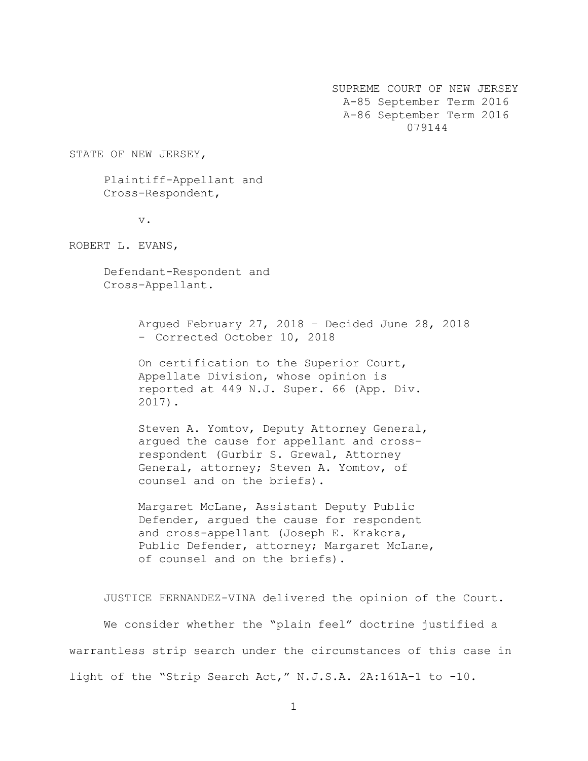SUPREME COURT OF NEW JERSEY
A-85 September Term 2016
A-86 September Term 2016
079144

STATE OF NEW JERSEY,

Plaintiff-Appellant and
Cross-Respondent,

v.

ROBERT L. EVANS,

Defendant-Respondent and
Cross-Appellant.

Argued February 27, 2018 – Decided June 28, 2018
- Corrected October 10, 2018

On certification to the Superior Court, Appellate Division, whose opinion is reported at 449 N.J. Super. 66 (App. Div. 2017).

Steven A. Yomtov, Deputy Attorney General, argued the cause for appellant and cross-respondent (Gurbir S. Grewal, Attorney General, attorney; Steven A. Yomtov, of counsel and on the briefs).

Margaret McLane, Assistant Deputy Public Defender, argued the cause for respondent and cross-appellant (Joseph E. Krakora, Public Defender, attorney; Margaret McLane, of counsel and on the briefs).

JUSTICE FERNANDEZ-VINA delivered the opinion of the Court.

We consider whether the "plain feel" doctrine justified a warrantless strip search under the circumstances of this case in light of the "Strip Search Act," N.J.S.A. 2A:161A-1 to -10.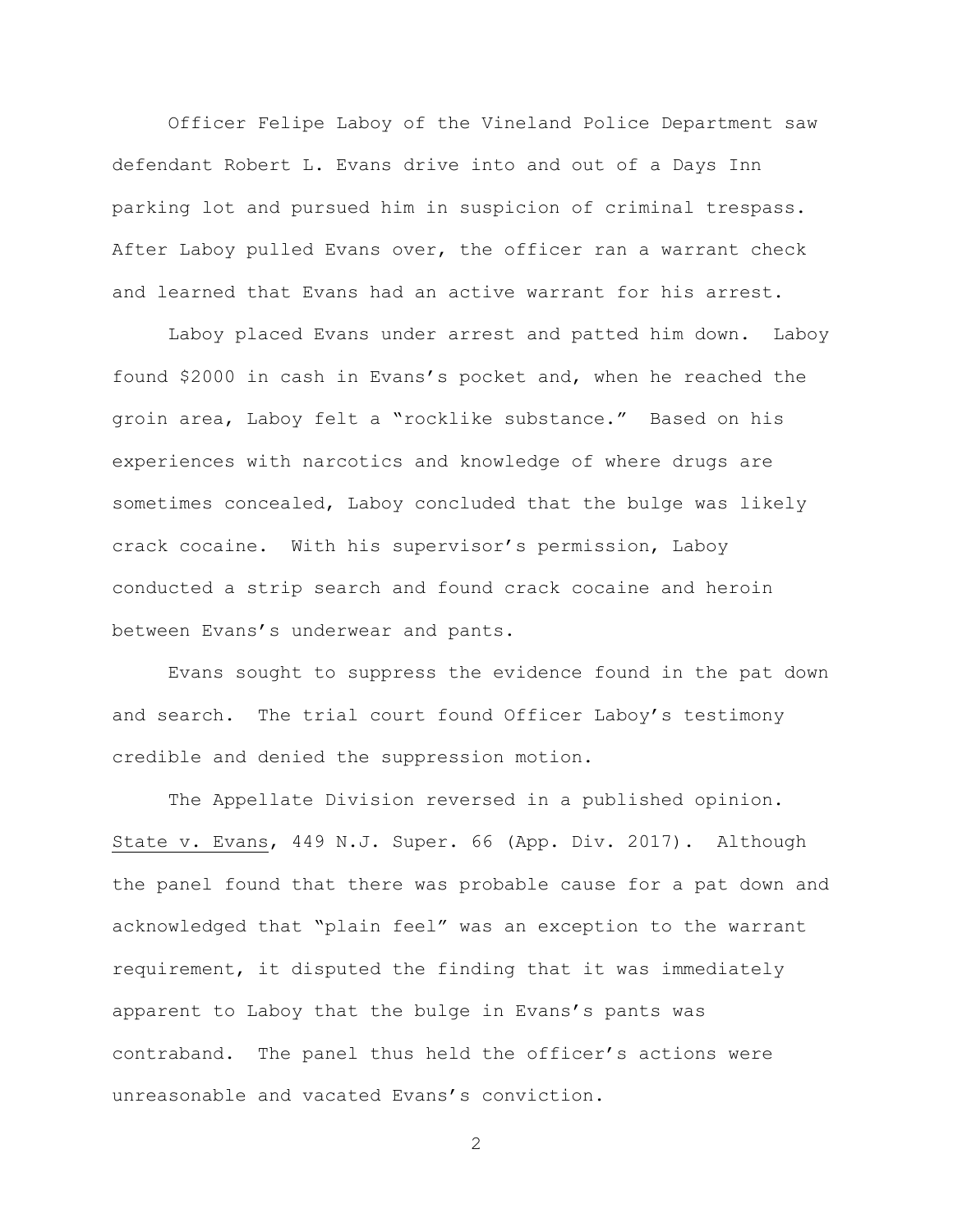Officer Felipe Laboy of the Vineland Police Department saw defendant Robert L. Evans drive into and out of a Days Inn parking lot and pursued him in suspicion of criminal trespass. After Laboy pulled Evans over, the officer ran a warrant check and learned that Evans had an active warrant for his arrest.

Laboy placed Evans under arrest and patted him down. Laboy found $2000 in cash in Evans's pocket and, when he reached the groin area, Laboy felt a "rocklike substance." Based on his experiences with narcotics and knowledge of where drugs are sometimes concealed, Laboy concluded that the bulge was likely crack cocaine. With his supervisor's permission, Laboy conducted a strip search and found crack cocaine and heroin between Evans's underwear and pants.

Evans sought to suppress the evidence found in the pat down and search. The trial court found Officer Laboy's testimony credible and denied the suppression motion.

The Appellate Division reversed in a published opinion. State v. Evans, 449 N.J. Super. 66 (App. Div. 2017). Although the panel found that there was probable cause for a pat down and acknowledged that "plain feel" was an exception to the warrant requirement, it disputed the finding that it was immediately apparent to Laboy that the bulge in Evans's pants was contraband. The panel thus held the officer's actions were unreasonable and vacated Evans's conviction.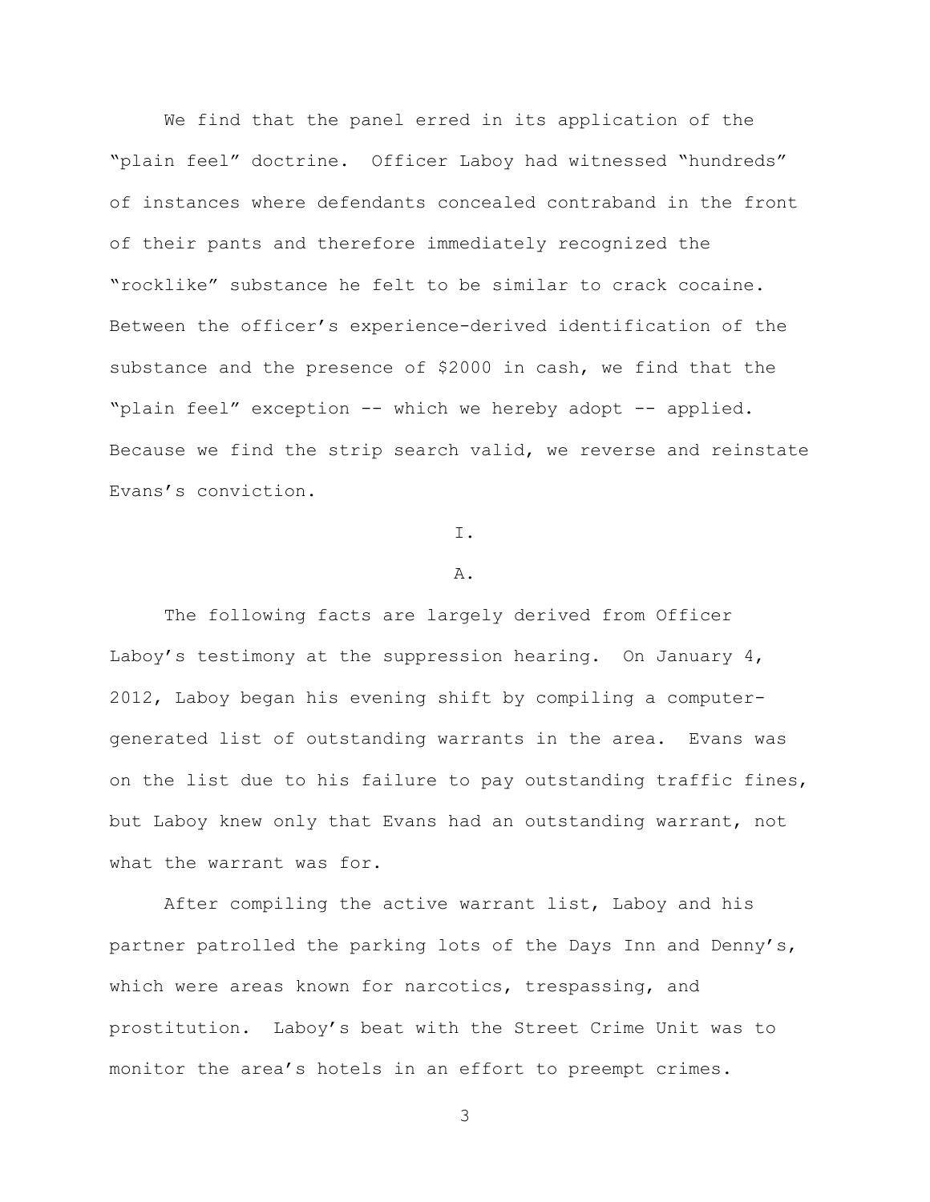We find that the panel erred in its application of the "plain feel" doctrine. Officer Laboy had witnessed "hundreds" of instances where defendants concealed contraband in the front of their pants and therefore immediately recognized the "rocklike" substance he felt to be similar to crack cocaine. Between the officer's experience-derived identification of the substance and the presence of $2000 in cash, we find that the "plain feel" exception -- which we hereby adopt -- applied. Because we find the strip search valid, we reverse and reinstate Evans's conviction.

I.

A.

The following facts are largely derived from Officer Laboy's testimony at the suppression hearing. On January 4, 2012, Laboy began his evening shift by compiling a computer-generated list of outstanding warrants in the area. Evans was on the list due to his failure to pay outstanding traffic fines, but Laboy knew only that Evans had an outstanding warrant, not what the warrant was for.

After compiling the active warrant list, Laboy and his partner patrolled the parking lots of the Days Inn and Denny's, which were areas known for narcotics, trespassing, and prostitution. Laboy's beat with the Street Crime Unit was to monitor the area's hotels in an effort to preempt crimes.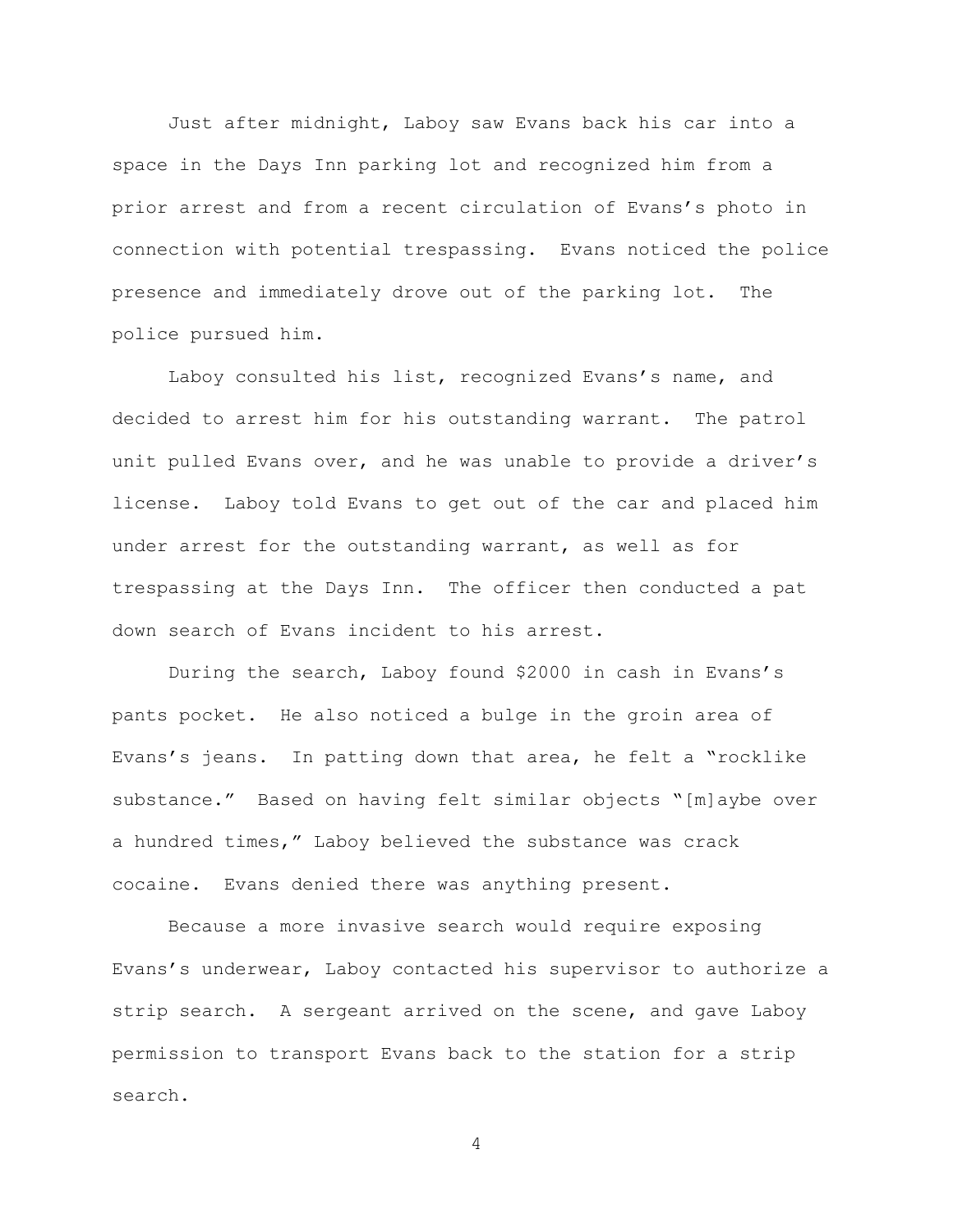Just after midnight, Laboy saw Evans back his car into a space in the Days Inn parking lot and recognized him from a prior arrest and from a recent circulation of Evans's photo in connection with potential trespassing. Evans noticed the police presence and immediately drove out of the parking lot. The police pursued him.

Laboy consulted his list, recognized Evans's name, and decided to arrest him for his outstanding warrant. The patrol unit pulled Evans over, and he was unable to provide a driver's license. Laboy told Evans to get out of the car and placed him under arrest for the outstanding warrant, as well as for trespassing at the Days Inn. The officer then conducted a pat down search of Evans incident to his arrest.

During the search, Laboy found $2000 in cash in Evans's pants pocket. He also noticed a bulge in the groin area of Evans's jeans. In patting down that area, he felt a "rocklike substance." Based on having felt similar objects "[m]aybe over a hundred times," Laboy believed the substance was crack cocaine. Evans denied there was anything present.

Because a more invasive search would require exposing Evans's underwear, Laboy contacted his supervisor to authorize a strip search. A sergeant arrived on the scene, and gave Laboy permission to transport Evans back to the station for a strip search.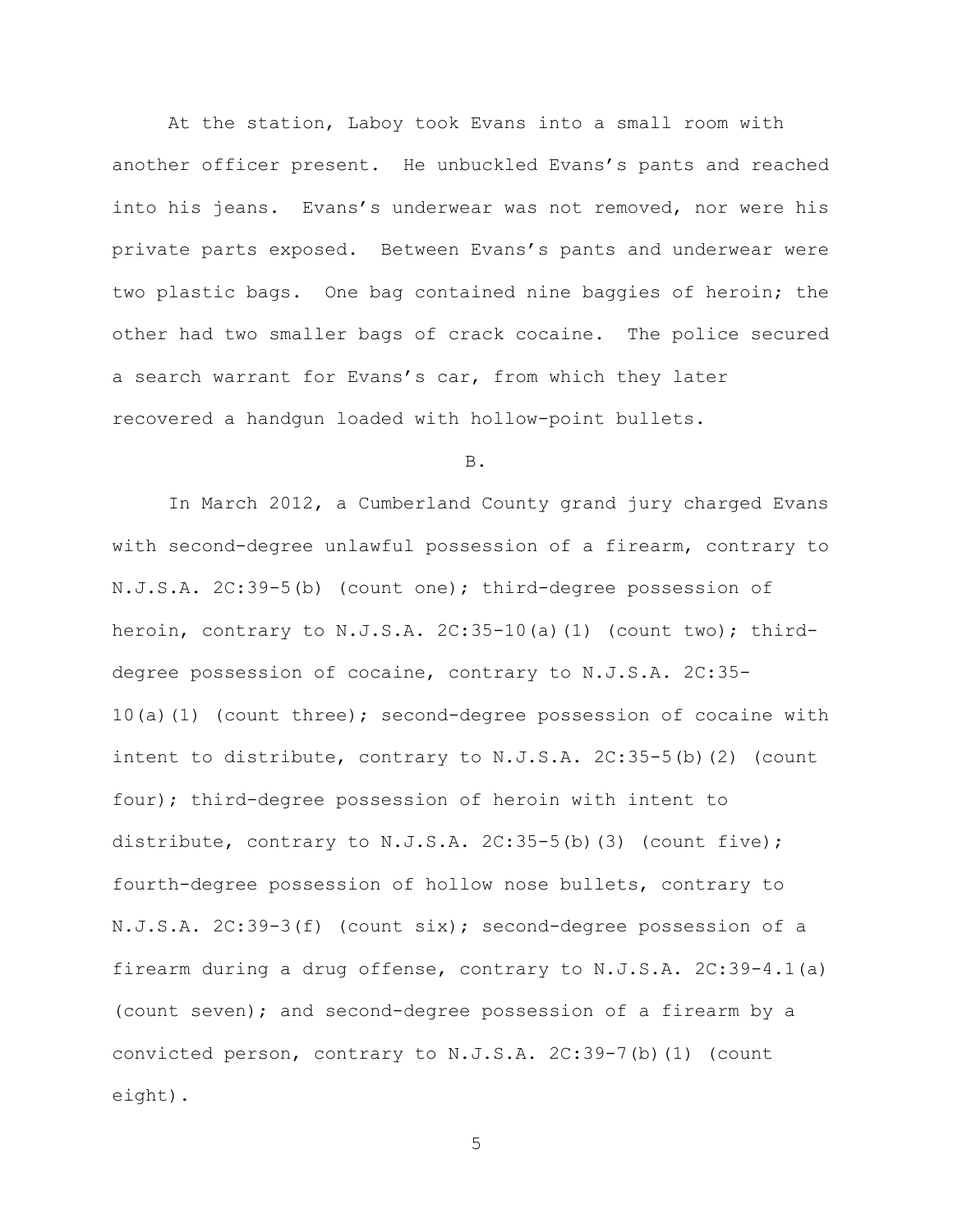At the station, Laboy took Evans into a small room with another officer present. He unbuckled Evans's pants and reached into his jeans. Evans's underwear was not removed, nor were his private parts exposed. Between Evans's pants and underwear were two plastic bags. One bag contained nine baggies of heroin; the other had two smaller bags of crack cocaine. The police secured a search warrant for Evans's car, from which they later recovered a handgun loaded with hollow-point bullets.

B.

In March 2012, a Cumberland County grand jury charged Evans with second-degree unlawful possession of a firearm, contrary to N.J.S.A. 2C:39-5(b) (count one); third-degree possession of heroin, contrary to N.J.S.A. 2C:35-10(a)(1) (count two); third-degree possession of cocaine, contrary to N.J.S.A. 2C:35-10(a)(1) (count three); second-degree possession of cocaine with intent to distribute, contrary to N.J.S.A. 2C:35-5(b)(2) (count four); third-degree possession of heroin with intent to distribute, contrary to N.J.S.A. 2C:35-5(b)(3) (count five); fourth-degree possession of hollow nose bullets, contrary to N.J.S.A. 2C:39-3(f) (count six); second-degree possession of a firearm during a drug offense, contrary to N.J.S.A. 2C:39-4.1(a) (count seven); and second-degree possession of a firearm by a convicted person, contrary to N.J.S.A. 2C:39-7(b)(1) (count eight).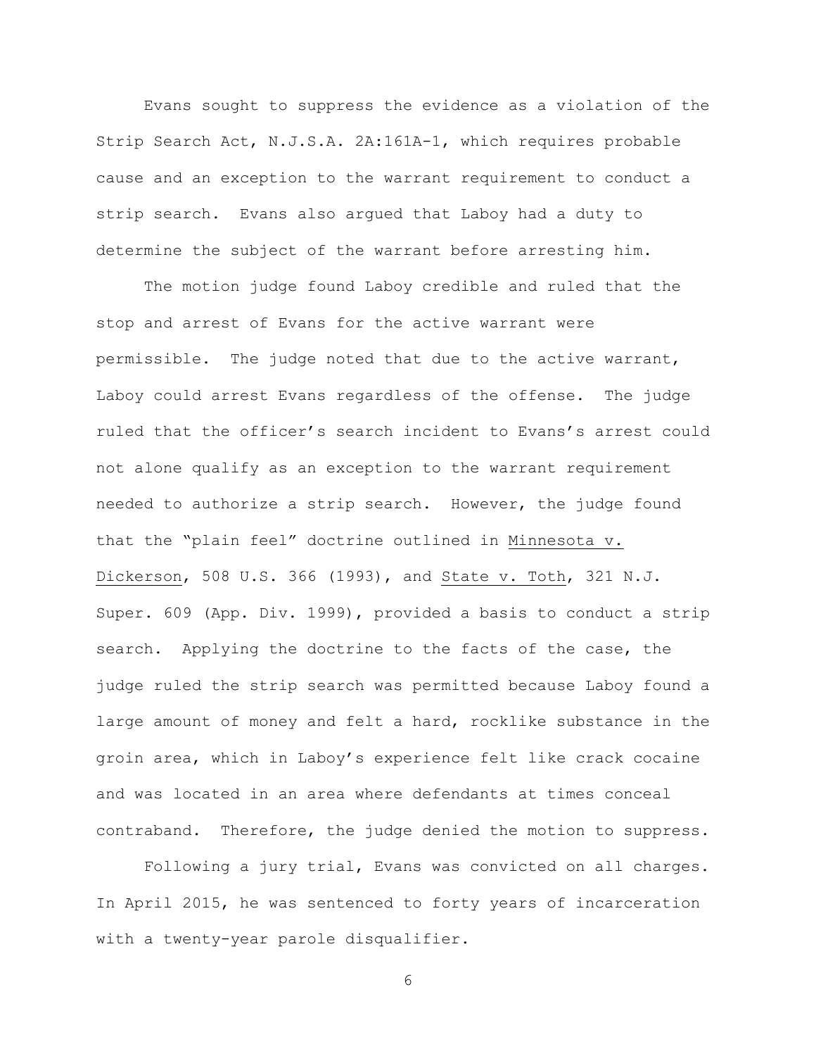Evans sought to suppress the evidence as a violation of the Strip Search Act, N.J.S.A. 2A:161A-1, which requires probable cause and an exception to the warrant requirement to conduct a strip search. Evans also argued that Laboy had a duty to determine the subject of the warrant before arresting him.

The motion judge found Laboy credible and ruled that the stop and arrest of Evans for the active warrant were permissible. The judge noted that due to the active warrant, Laboy could arrest Evans regardless of the offense. The judge ruled that the officer's search incident to Evans's arrest could not alone qualify as an exception to the warrant requirement needed to authorize a strip search. However, the judge found that the "plain feel" doctrine outlined in Minnesota v. Dickerson, 508 U.S. 366 (1993), and State v. Toth, 321 N.J. Super. 609 (App. Div. 1999), provided a basis to conduct a strip search. Applying the doctrine to the facts of the case, the judge ruled the strip search was permitted because Laboy found a large amount of money and felt a hard, rocklike substance in the groin area, which in Laboy's experience felt like crack cocaine and was located in an area where defendants at times conceal contraband. Therefore, the judge denied the motion to suppress.

Following a jury trial, Evans was convicted on all charges. In April 2015, he was sentenced to forty years of incarceration with a twenty-year parole disqualifier.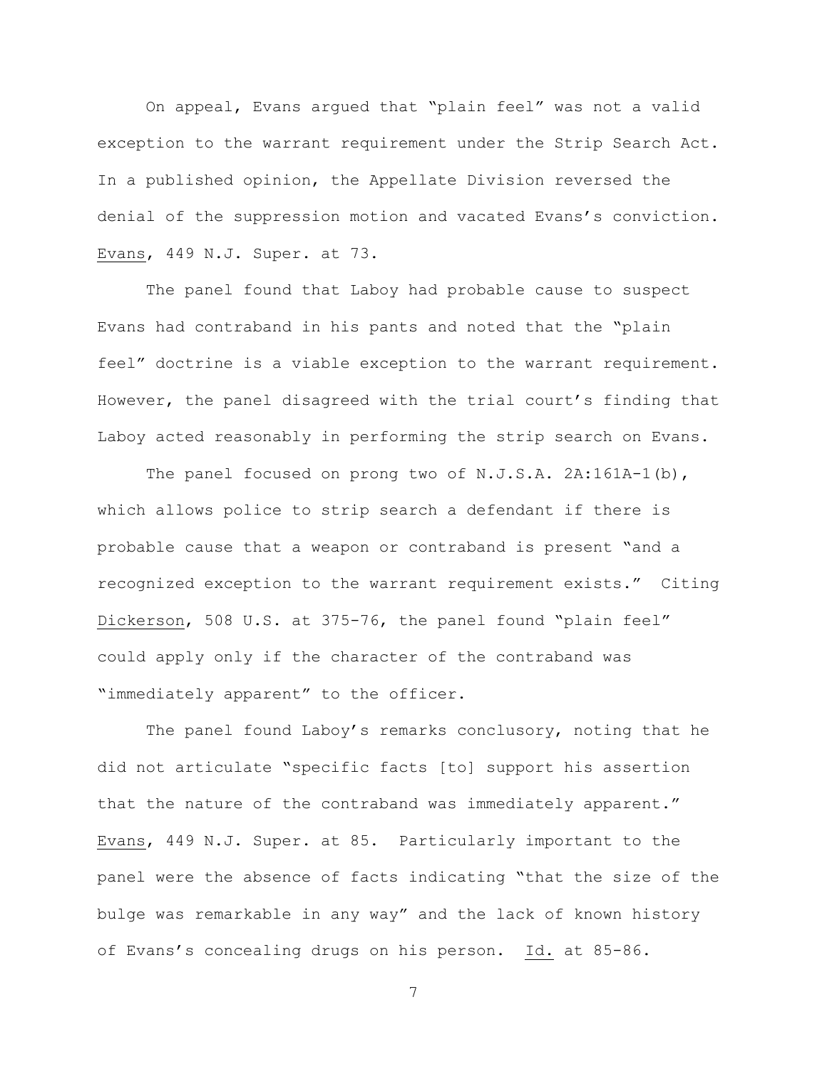On appeal, Evans argued that "plain feel" was not a valid exception to the warrant requirement under the Strip Search Act. In a published opinion, the Appellate Division reversed the denial of the suppression motion and vacated Evans's conviction. Evans, 449 N.J. Super. at 73.

The panel found that Laboy had probable cause to suspect Evans had contraband in his pants and noted that the "plain feel" doctrine is a viable exception to the warrant requirement. However, the panel disagreed with the trial court's finding that Laboy acted reasonably in performing the strip search on Evans.

The panel focused on prong two of N.J.S.A. 2A:161A-1(b), which allows police to strip search a defendant if there is probable cause that a weapon or contraband is present "and a recognized exception to the warrant requirement exists." Citing Dickerson, 508 U.S. at 375-76, the panel found "plain feel" could apply only if the character of the contraband was "immediately apparent" to the officer.

The panel found Laboy's remarks conclusory, noting that he did not articulate "specific facts [to] support his assertion that the nature of the contraband was immediately apparent." Evans, 449 N.J. Super. at 85. Particularly important to the panel were the absence of facts indicating "that the size of the bulge was remarkable in any way" and the lack of known history of Evans's concealing drugs on his person. Id. at 85-86.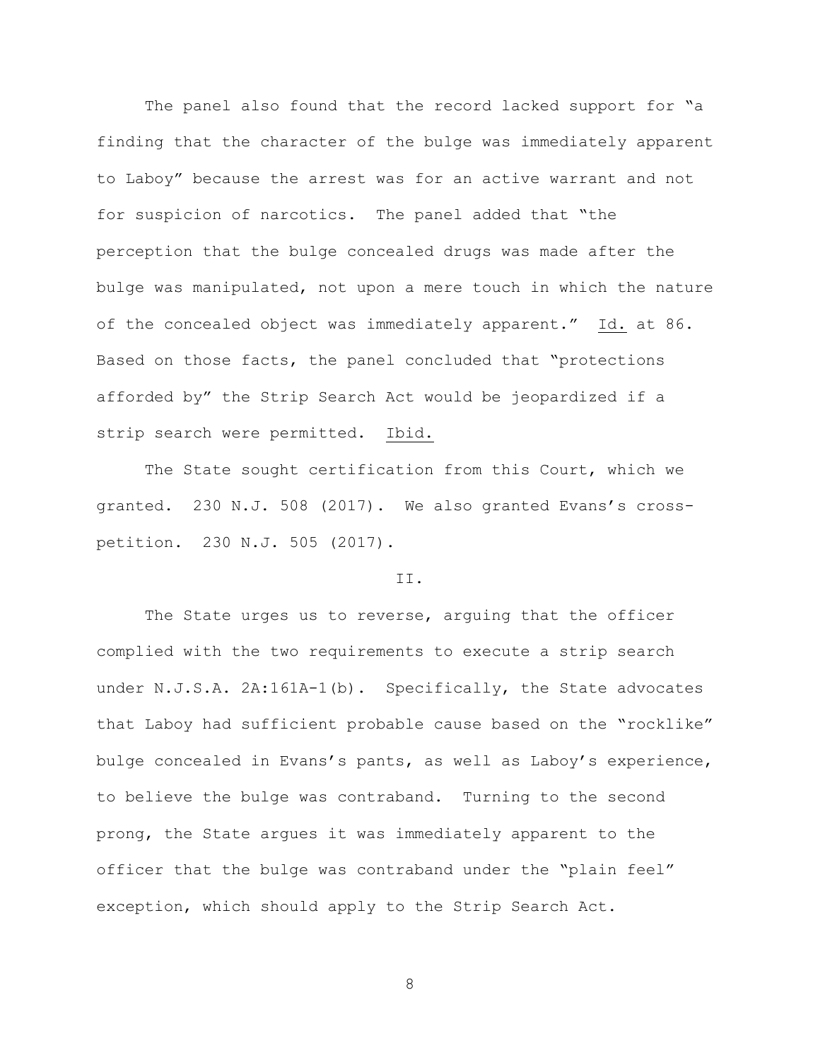The panel also found that the record lacked support for "a finding that the character of the bulge was immediately apparent to Laboy" because the arrest was for an active warrant and not for suspicion of narcotics. The panel added that "the perception that the bulge concealed drugs was made after the bulge was manipulated, not upon a mere touch in which the nature of the concealed object was immediately apparent." Id. at 86. Based on those facts, the panel concluded that "protections afforded by" the Strip Search Act would be jeopardized if a strip search were permitted. Ibid.

The State sought certification from this Court, which we granted. 230 N.J. 508 (2017). We also granted Evans's cross-petition. 230 N.J. 505 (2017).

II.

The State urges us to reverse, arguing that the officer complied with the two requirements to execute a strip search under N.J.S.A. 2A:161A-1(b). Specifically, the State advocates that Laboy had sufficient probable cause based on the "rocklike" bulge concealed in Evans's pants, as well as Laboy's experience, to believe the bulge was contraband. Turning to the second prong, the State argues it was immediately apparent to the officer that the bulge was contraband under the "plain feel" exception, which should apply to the Strip Search Act.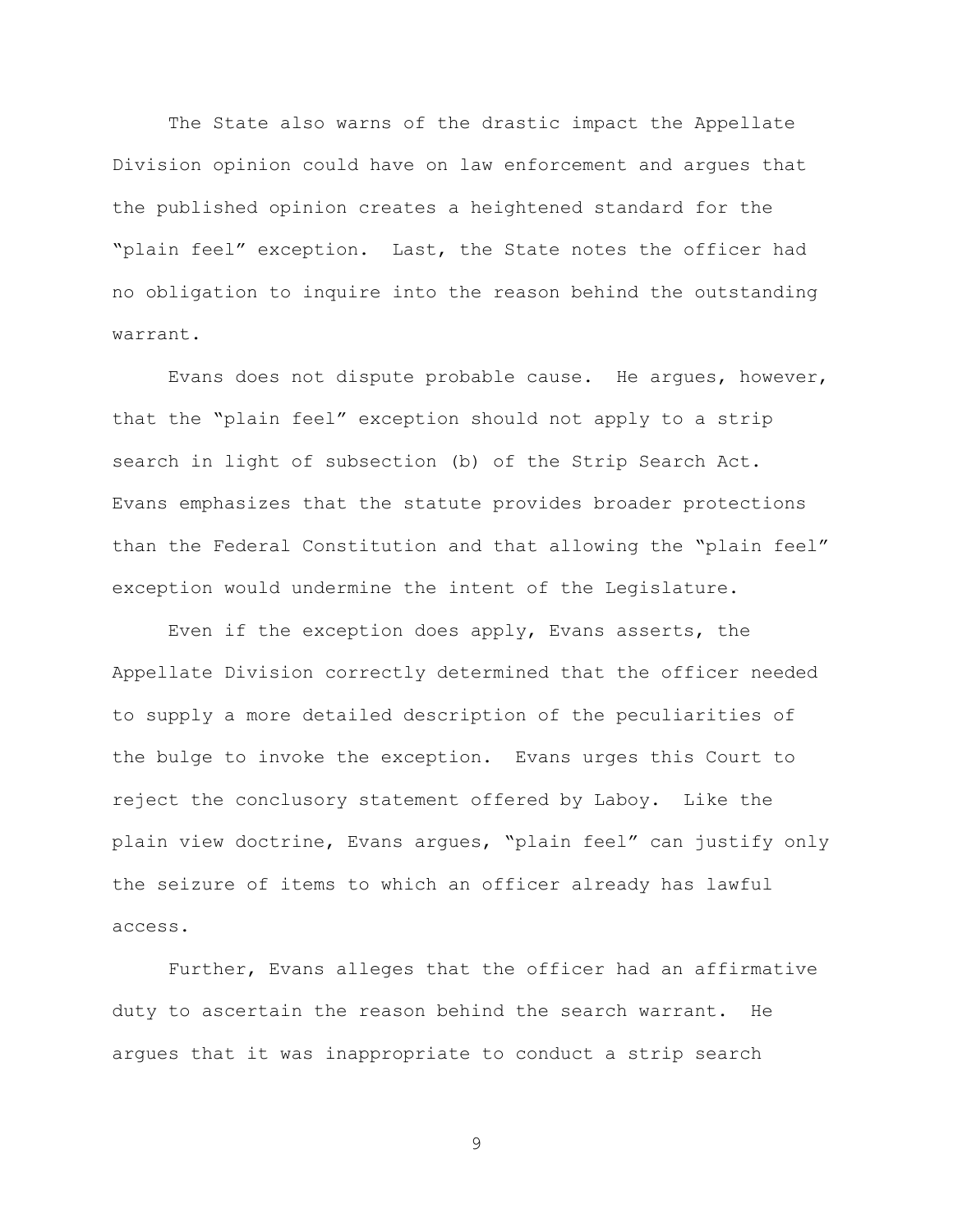The State also warns of the drastic impact the Appellate Division opinion could have on law enforcement and argues that the published opinion creates a heightened standard for the "plain feel" exception. Last, the State notes the officer had no obligation to inquire into the reason behind the outstanding warrant.

Evans does not dispute probable cause. He argues, however, that the "plain feel" exception should not apply to a strip search in light of subsection (b) of the Strip Search Act. Evans emphasizes that the statute provides broader protections than the Federal Constitution and that allowing the "plain feel" exception would undermine the intent of the Legislature.

Even if the exception does apply, Evans asserts, the Appellate Division correctly determined that the officer needed to supply a more detailed description of the peculiarities of the bulge to invoke the exception. Evans urges this Court to reject the conclusory statement offered by Laboy. Like the plain view doctrine, Evans argues, "plain feel" can justify only the seizure of items to which an officer already has lawful access.

Further, Evans alleges that the officer had an affirmative duty to ascertain the reason behind the search warrant. He argues that it was inappropriate to conduct a strip search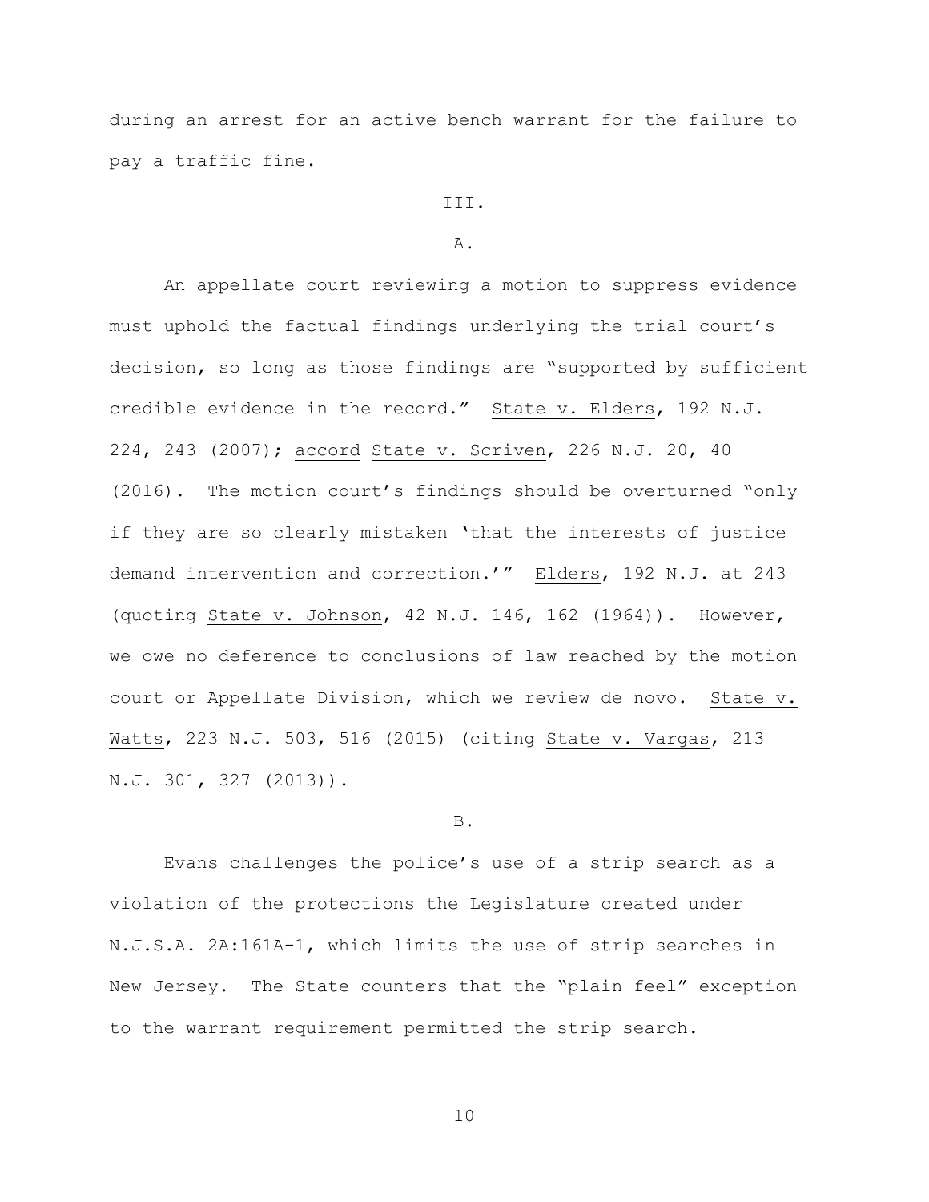during an arrest for an active bench warrant for the failure to pay a traffic fine.

## III.

### A.

An appellate court reviewing a motion to suppress evidence must uphold the factual findings underlying the trial court's decision, so long as those findings are "supported by sufficient credible evidence in the record." State v. Elders, 192 N.J. 224, 243 (2007); accord State v. Scriven, 226 N.J. 20, 40 (2016). The motion court's findings should be overturned "only if they are so clearly mistaken 'that the interests of justice demand intervention and correction.'" Elders, 192 N.J. at 243 (quoting State v. Johnson, 42 N.J. 146, 162 (1964)). However, we owe no deference to conclusions of law reached by the motion court or Appellate Division, which we review de novo. State v. Watts, 223 N.J. 503, 516 (2015) (citing State v. Vargas, 213 N.J. 301, 327 (2013)).

### B.

Evans challenges the police's use of a strip search as a violation of the protections the Legislature created under N.J.S.A. 2A:161A-1, which limits the use of strip searches in New Jersey. The State counters that the "plain feel" exception to the warrant requirement permitted the strip search.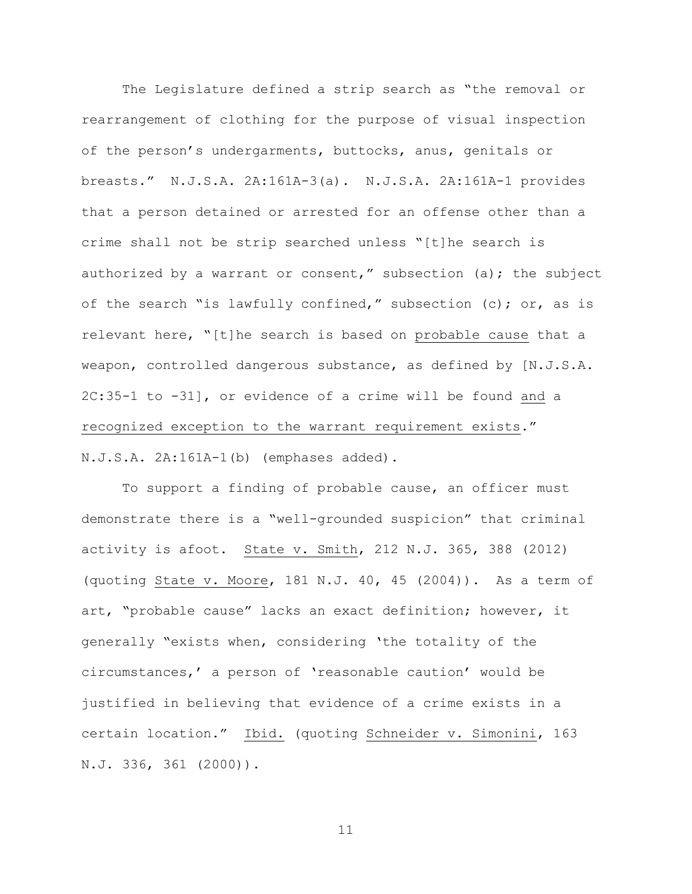The Legislature defined a strip search as "the removal or rearrangement of clothing for the purpose of visual inspection of the person's undergarments, buttocks, anus, genitals or breasts." N.J.S.A. 2A:161A-3(a). N.J.S.A. 2A:161A-1 provides that a person detained or arrested for an offense other than a crime shall not be strip searched unless "[t]he search is authorized by a warrant or consent," subsection (a); the subject of the search "is lawfully confined," subsection (c); or, as is relevant here, "[t]he search is based on <u>probable cause</u> that a weapon, controlled dangerous substance, as defined by [N.J.S.A. 2C:35-1 to -31], or evidence of a crime will be found <u>and</u> a <u>recognized exception to the warrant requirement exists</u>." N.J.S.A. 2A:161A-1(b) (emphases added).

To support a finding of probable cause, an officer must demonstrate there is a "well-grounded suspicion" that criminal activity is afoot. <u>State v. Smith</u>, 212 N.J. 365, 388 (2012) (quoting <u>State v. Moore</u>, 181 N.J. 40, 45 (2004)). As a term of art, "probable cause" lacks an exact definition; however, it generally "exists when, considering 'the totality of the circumstances,' a person of 'reasonable caution' would be justified in believing that evidence of a crime exists in a certain location." <u>Ibid.</u> (quoting <u>Schneider v. Simonini</u>, 163 N.J. 336, 361 (2000)).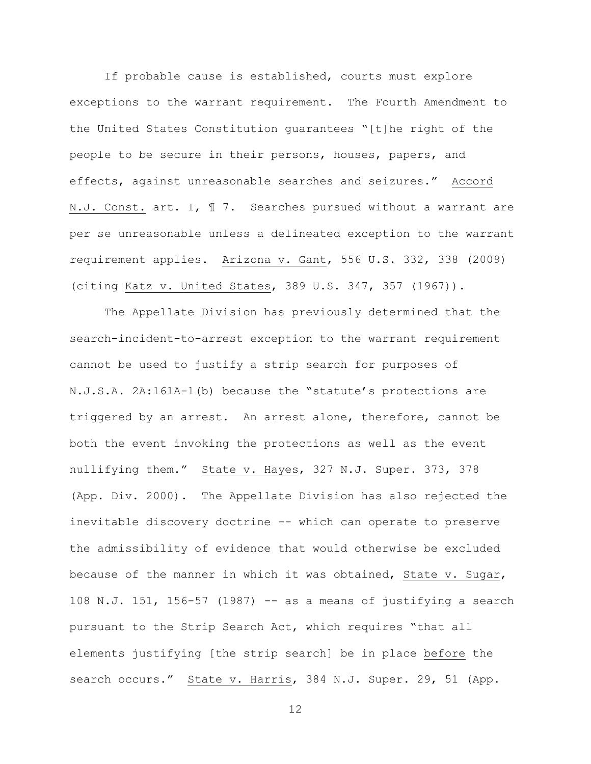If probable cause is established, courts must explore exceptions to the warrant requirement. The Fourth Amendment to the United States Constitution guarantees "[t]he right of the people to be secure in their persons, houses, papers, and effects, against unreasonable searches and seizures." Accord N.J. Const. art. I, ¶ 7. Searches pursued without a warrant are per se unreasonable unless a delineated exception to the warrant requirement applies. Arizona v. Gant, 556 U.S. 332, 338 (2009) (citing Katz v. United States, 389 U.S. 347, 357 (1967)).

The Appellate Division has previously determined that the search-incident-to-arrest exception to the warrant requirement cannot be used to justify a strip search for purposes of N.J.S.A. 2A:161A-1(b) because the "statute's protections are triggered by an arrest. An arrest alone, therefore, cannot be both the event invoking the protections as well as the event nullifying them." State v. Hayes, 327 N.J. Super. 373, 378 (App. Div. 2000). The Appellate Division has also rejected the inevitable discovery doctrine -- which can operate to preserve the admissibility of evidence that would otherwise be excluded because of the manner in which it was obtained, State v. Sugar, 108 N.J. 151, 156-57 (1987) -- as a means of justifying a search pursuant to the Strip Search Act, which requires "that all elements justifying [the strip search] be in place before the search occurs." State v. Harris, 384 N.J. Super. 29, 51 (App.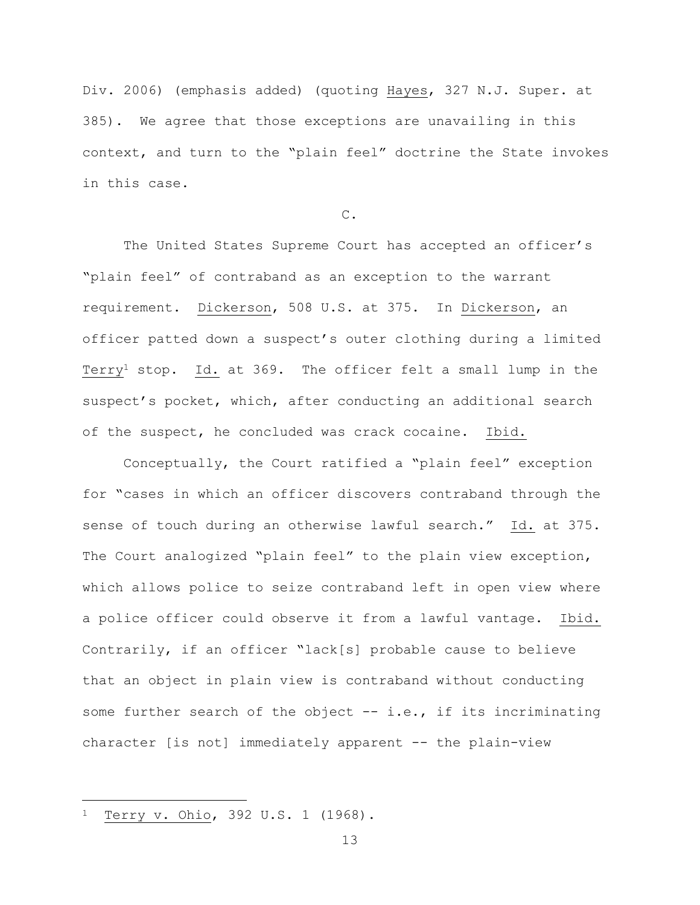Div. 2006) (emphasis added) (quoting Hayes, 327 N.J. Super. at 385). We agree that those exceptions are unavailing in this context, and turn to the "plain feel" doctrine the State invokes in this case.

C.

The United States Supreme Court has accepted an officer's "plain feel" of contraband as an exception to the warrant requirement. Dickerson, 508 U.S. at 375. In Dickerson, an officer patted down a suspect's outer clothing during a limited Terry[1] stop. Id. at 369. The officer felt a small lump in the suspect's pocket, which, after conducting an additional search of the suspect, he concluded was crack cocaine. Ibid.

Conceptually, the Court ratified a "plain feel" exception for "cases in which an officer discovers contraband through the sense of touch during an otherwise lawful search." Id. at 375. The Court analogized "plain feel" to the plain view exception, which allows police to seize contraband left in open view where a police officer could observe it from a lawful vantage. Ibid. Contrarily, if an officer "lack[s] probable cause to believe that an object in plain view is contraband without conducting some further search of the object -- i.e., if its incriminating character [is not] immediately apparent -- the plain-view

---

[1] Terry v. Ohio, 392 U.S. 1 (1968).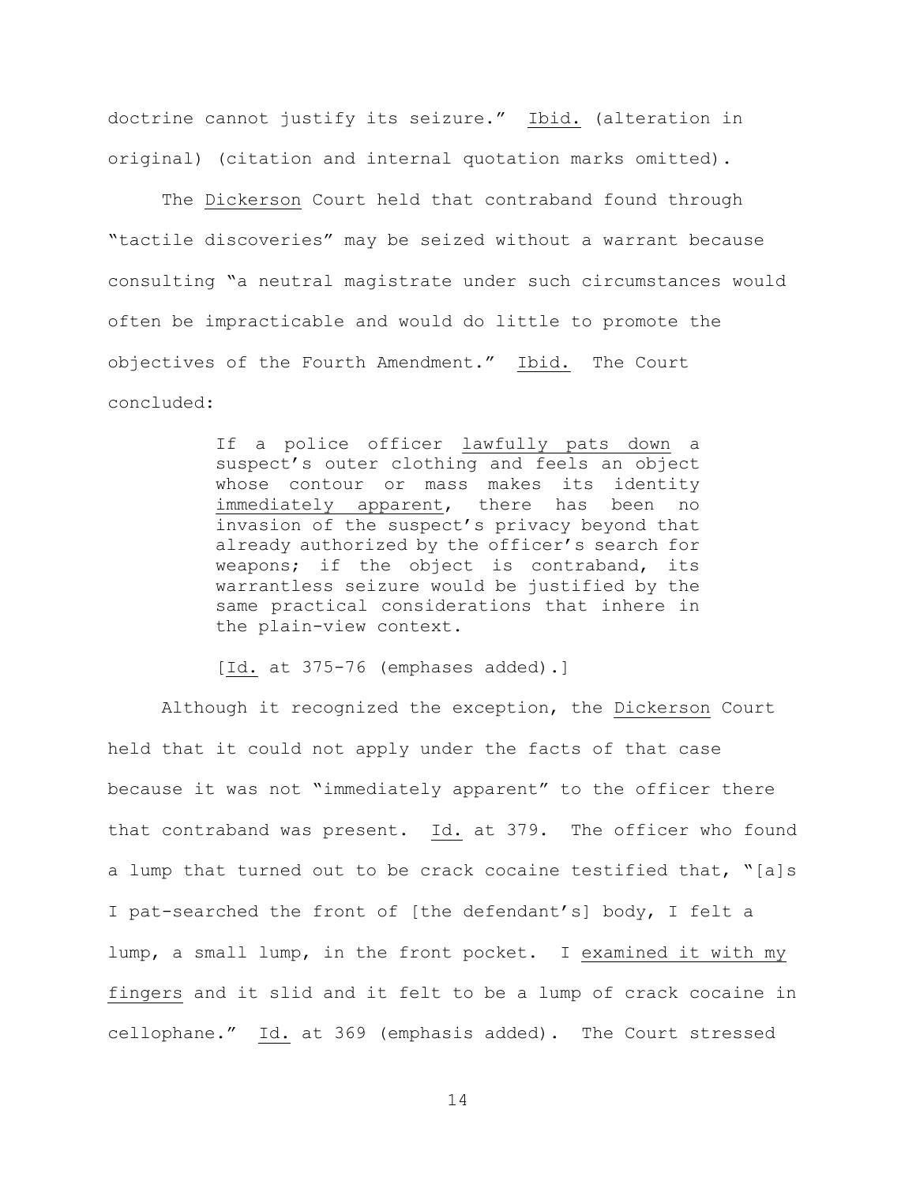doctrine cannot justify its seizure." Ibid. (alteration in original) (citation and internal quotation marks omitted).

The Dickerson Court held that contraband found through "tactile discoveries" may be seized without a warrant because consulting "a neutral magistrate under such circumstances would often be impracticable and would do little to promote the objectives of the Fourth Amendment." Ibid. The Court concluded:

> If a police officer lawfully pats down a suspect's outer clothing and feels an object whose contour or mass makes its identity immediately apparent, there has been no invasion of the suspect's privacy beyond that already authorized by the officer's search for weapons; if the object is contraband, its warrantless seizure would be justified by the same practical considerations that inhere in the plain-view context.
>
> [Id. at 375-76 (emphases added).]

Although it recognized the exception, the Dickerson Court held that it could not apply under the facts of that case because it was not "immediately apparent" to the officer there that contraband was present. Id. at 379. The officer who found a lump that turned out to be crack cocaine testified that, "[a]s I pat-searched the front of [the defendant's] body, I felt a lump, a small lump, in the front pocket. I examined it with my fingers and it slid and it felt to be a lump of crack cocaine in cellophane." Id. at 369 (emphasis added). The Court stressed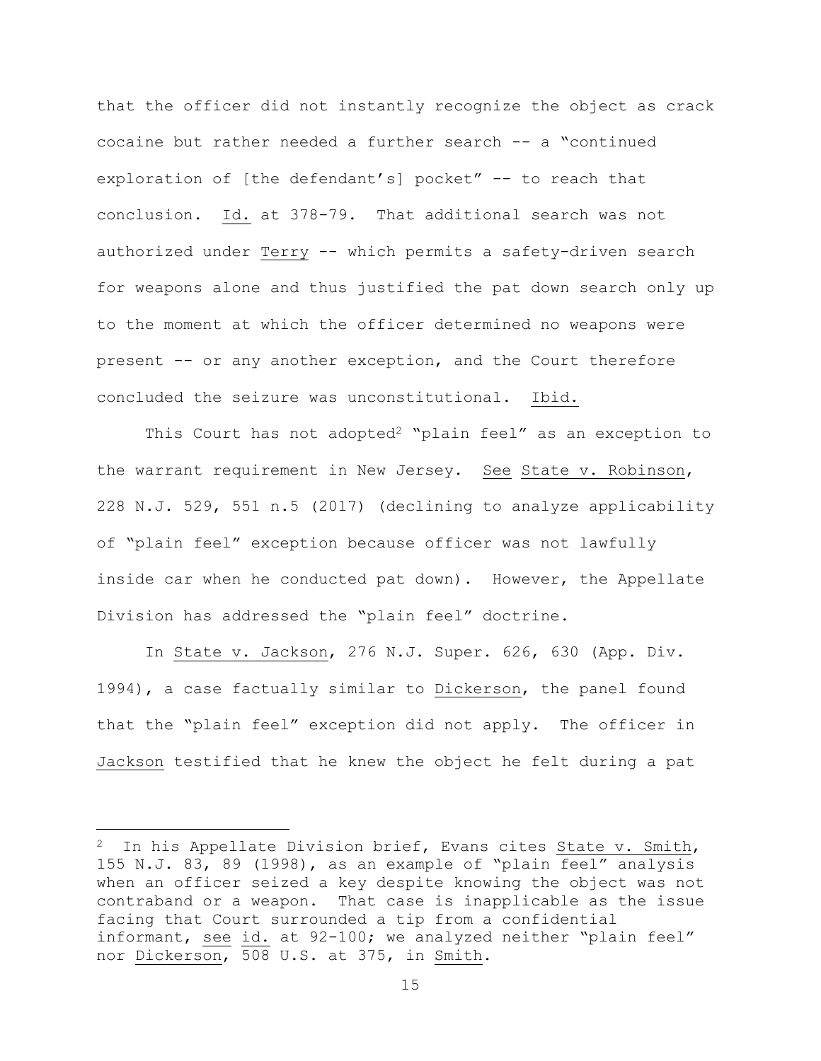that the officer did not instantly recognize the object as crack cocaine but rather needed a further search -- a "continued exploration of [the defendant's] pocket" -- to reach that conclusion. Id. at 378-79. That additional search was not authorized under Terry -- which permits a safety-driven search for weapons alone and thus justified the pat down search only up to the moment at which the officer determined no weapons were present -- or any another exception, and the Court therefore concluded the seizure was unconstitutional. Ibid.

This Court has not adopted[2] "plain feel" as an exception to the warrant requirement in New Jersey. See State v. Robinson, 228 N.J. 529, 551 n.5 (2017) (declining to analyze applicability of "plain feel" exception because officer was not lawfully inside car when he conducted pat down). However, the Appellate Division has addressed the "plain feel" doctrine.

In State v. Jackson, 276 N.J. Super. 626, 630 (App. Div. 1994), a case factually similar to Dickerson, the panel found that the "plain feel" exception did not apply. The officer in Jackson testified that he knew the object he felt during a pat

---

[2] In his Appellate Division brief, Evans cites State v. Smith, 155 N.J. 83, 89 (1998), as an example of "plain feel" analysis when an officer seized a key despite knowing the object was not contraband or a weapon. That case is inapplicable as the issue facing that Court surrounded a tip from a confidential informant, see id. at 92-100; we analyzed neither "plain feel" nor Dickerson, 508 U.S. at 375, in Smith.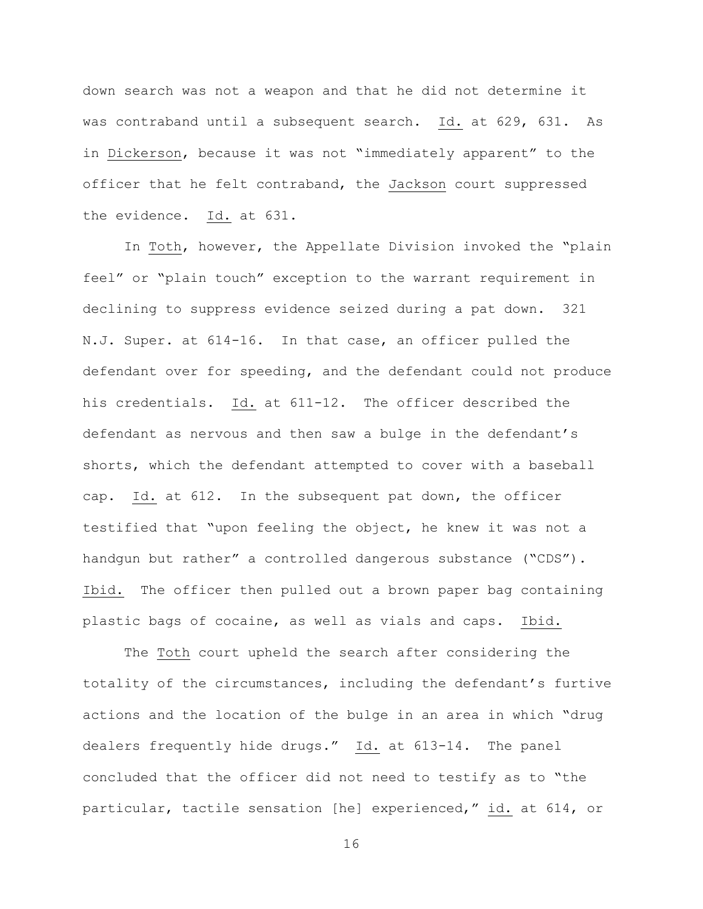down search was not a weapon and that he did not determine it was contraband until a subsequent search. Id. at 629, 631. As in Dickerson, because it was not "immediately apparent" to the officer that he felt contraband, the Jackson court suppressed the evidence. Id. at 631.

In Toth, however, the Appellate Division invoked the "plain feel" or "plain touch" exception to the warrant requirement in declining to suppress evidence seized during a pat down. 321 N.J. Super. at 614-16. In that case, an officer pulled the defendant over for speeding, and the defendant could not produce his credentials. Id. at 611-12. The officer described the defendant as nervous and then saw a bulge in the defendant's shorts, which the defendant attempted to cover with a baseball cap. Id. at 612. In the subsequent pat down, the officer testified that "upon feeling the object, he knew it was not a handgun but rather" a controlled dangerous substance ("CDS"). Ibid. The officer then pulled out a brown paper bag containing plastic bags of cocaine, as well as vials and caps. Ibid.

The Toth court upheld the search after considering the totality of the circumstances, including the defendant's furtive actions and the location of the bulge in an area in which "drug dealers frequently hide drugs." Id. at 613-14. The panel concluded that the officer did not need to testify as to "the particular, tactile sensation [he] experienced," id. at 614, or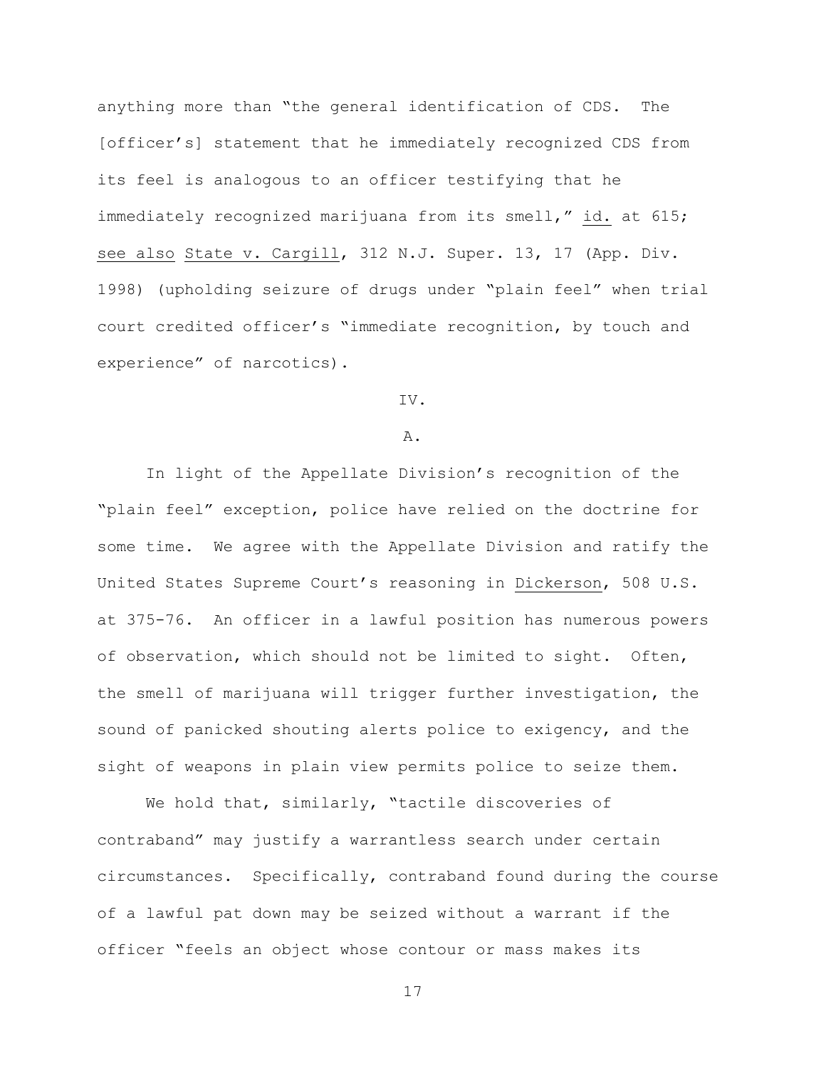anything more than "the general identification of CDS. The [officer's] statement that he immediately recognized CDS from its feel is analogous to an officer testifying that he immediately recognized marijuana from its smell," <u>id.</u> at 615; <u>see also</u> <u>State v. Cargill</u>, 312 N.J. Super. 13, 17 (App. Div. 1998) (upholding seizure of drugs under "plain feel" when trial court credited officer's "immediate recognition, by touch and experience" of narcotics).

IV.

A.

In light of the Appellate Division's recognition of the "plain feel" exception, police have relied on the doctrine for some time. We agree with the Appellate Division and ratify the United States Supreme Court's reasoning in <u>Dickerson</u>, 508 U.S. at 375-76. An officer in a lawful position has numerous powers of observation, which should not be limited to sight. Often, the smell of marijuana will trigger further investigation, the sound of panicked shouting alerts police to exigency, and the sight of weapons in plain view permits police to seize them.

We hold that, similarly, "tactile discoveries of contraband" may justify a warrantless search under certain circumstances. Specifically, contraband found during the course of a lawful pat down may be seized without a warrant if the officer "feels an object whose contour or mass makes its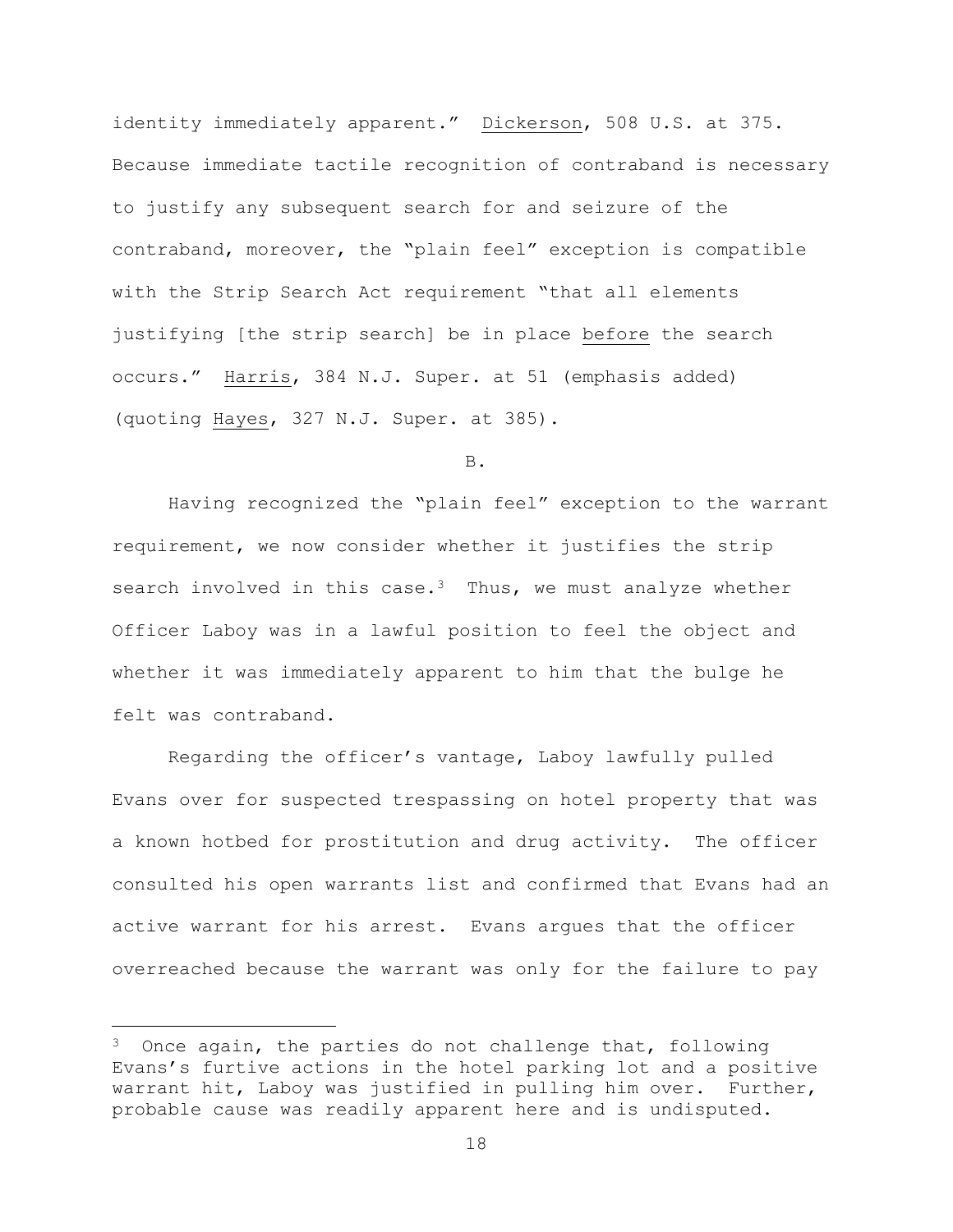identity immediately apparent." Dickerson, 508 U.S. at 375. Because immediate tactile recognition of contraband is necessary to justify any subsequent search for and seizure of the contraband, moreover, the "plain feel" exception is compatible with the Strip Search Act requirement "that all elements justifying [the strip search] be in place before the search occurs." Harris, 384 N.J. Super. at 51 (emphasis added) (quoting Hayes, 327 N.J. Super. at 385).

B.

Having recognized the "plain feel" exception to the warrant requirement, we now consider whether it justifies the strip search involved in this case.[3] Thus, we must analyze whether Officer Laboy was in a lawful position to feel the object and whether it was immediately apparent to him that the bulge he felt was contraband.

Regarding the officer's vantage, Laboy lawfully pulled Evans over for suspected trespassing on hotel property that was a known hotbed for prostitution and drug activity. The officer consulted his open warrants list and confirmed that Evans had an active warrant for his arrest. Evans argues that the officer overreached because the warrant was only for the failure to pay

---

[3] Once again, the parties do not challenge that, following Evans's furtive actions in the hotel parking lot and a positive warrant hit, Laboy was justified in pulling him over. Further, probable cause was readily apparent here and is undisputed.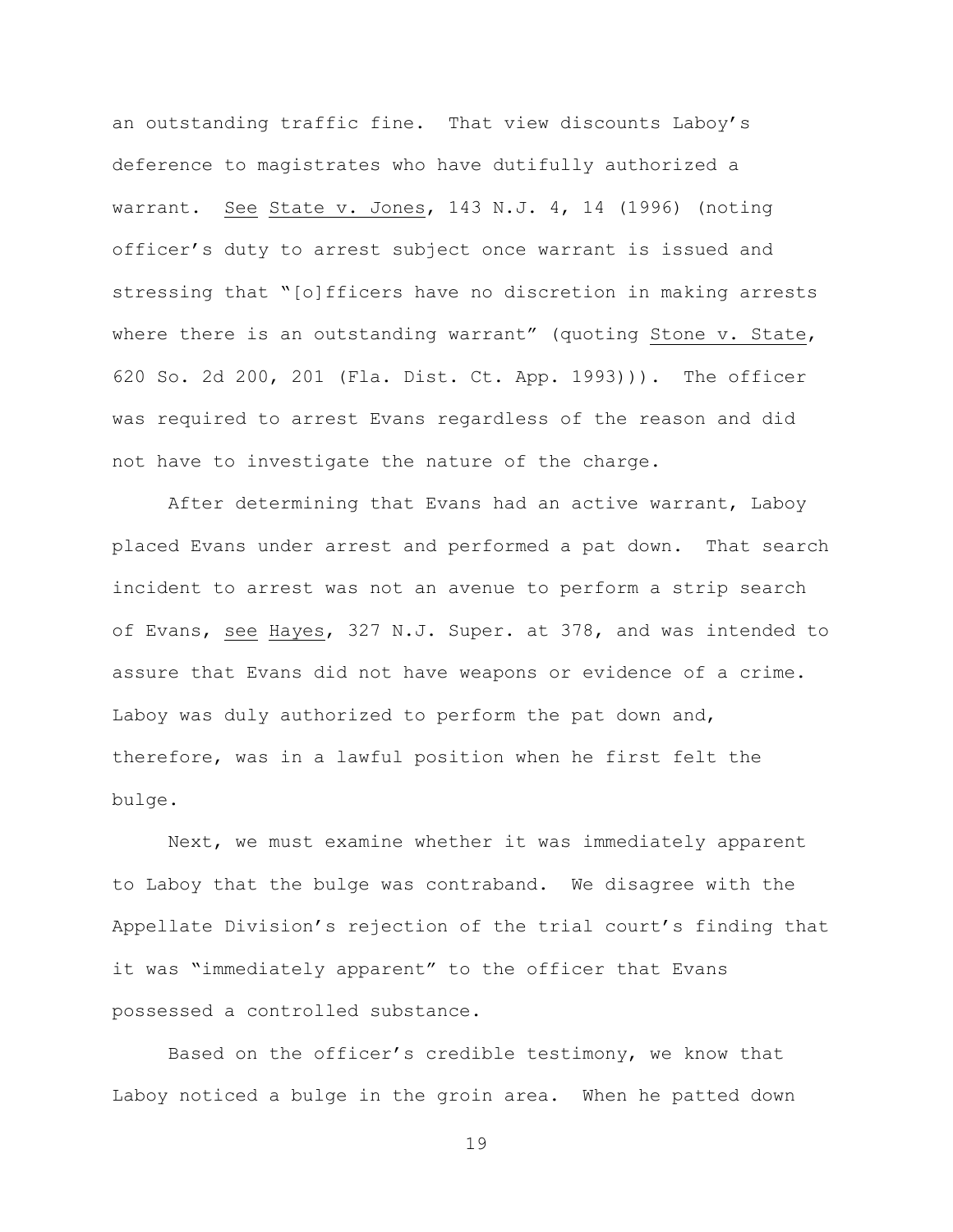an outstanding traffic fine. That view discounts Laboy's deference to magistrates who have dutifully authorized a warrant. See State v. Jones, 143 N.J. 4, 14 (1996) (noting officer's duty to arrest subject once warrant is issued and stressing that "[o]fficers have no discretion in making arrests where there is an outstanding warrant" (quoting Stone v. State, 620 So. 2d 200, 201 (Fla. Dist. Ct. App. 1993))). The officer was required to arrest Evans regardless of the reason and did not have to investigate the nature of the charge.

After determining that Evans had an active warrant, Laboy placed Evans under arrest and performed a pat down. That search incident to arrest was not an avenue to perform a strip search of Evans, see Hayes, 327 N.J. Super. at 378, and was intended to assure that Evans did not have weapons or evidence of a crime. Laboy was duly authorized to perform the pat down and, therefore, was in a lawful position when he first felt the bulge.

Next, we must examine whether it was immediately apparent to Laboy that the bulge was contraband. We disagree with the Appellate Division's rejection of the trial court's finding that it was "immediately apparent" to the officer that Evans possessed a controlled substance.

Based on the officer's credible testimony, we know that Laboy noticed a bulge in the groin area. When he patted down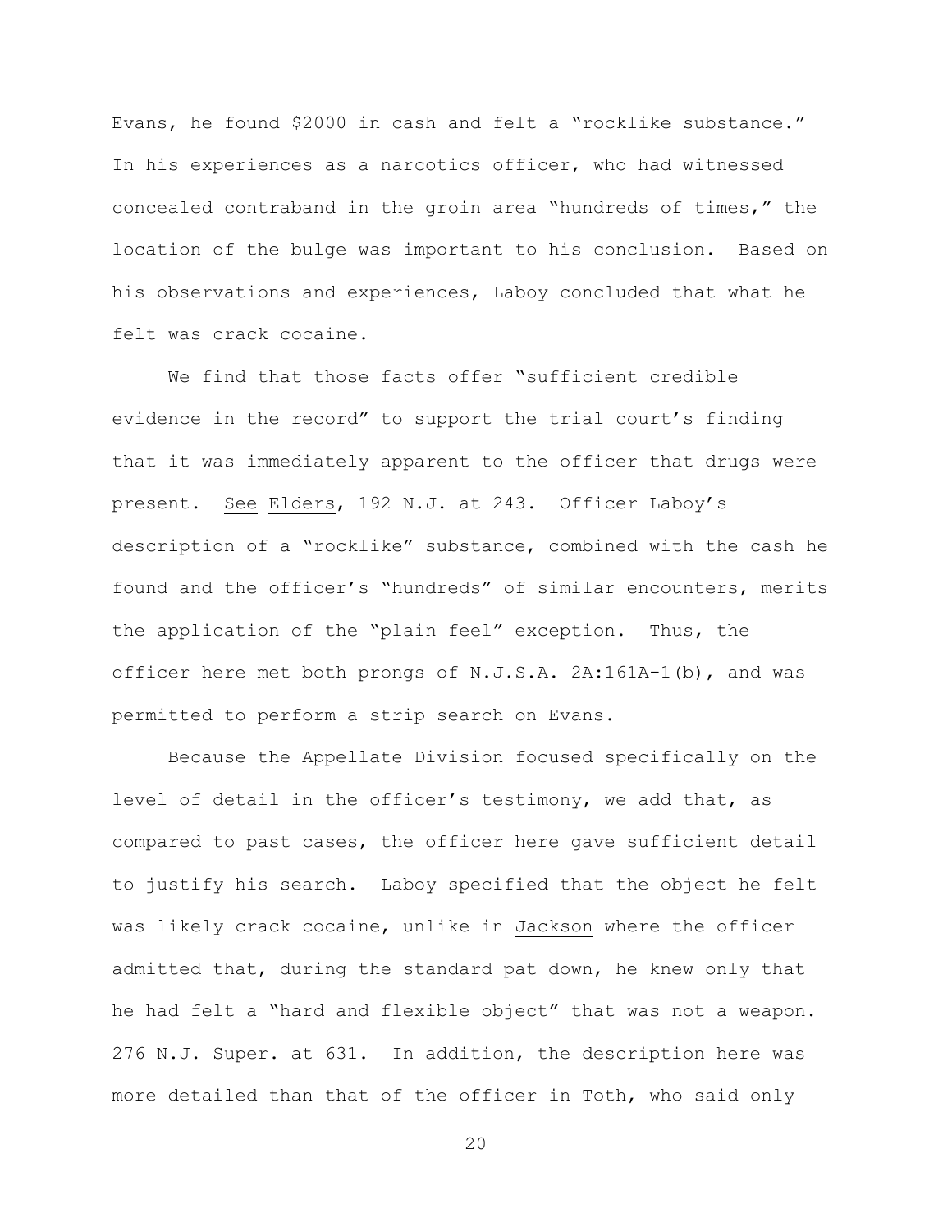Evans, he found $2000 in cash and felt a "rocklike substance." In his experiences as a narcotics officer, who had witnessed concealed contraband in the groin area "hundreds of times," the location of the bulge was important to his conclusion. Based on his observations and experiences, Laboy concluded that what he felt was crack cocaine.

We find that those facts offer "sufficient credible evidence in the record" to support the trial court's finding that it was immediately apparent to the officer that drugs were present. See Elders, 192 N.J. at 243. Officer Laboy's description of a "rocklike" substance, combined with the cash he found and the officer's "hundreds" of similar encounters, merits the application of the "plain feel" exception. Thus, the officer here met both prongs of N.J.S.A. 2A:161A-1(b), and was permitted to perform a strip search on Evans.

Because the Appellate Division focused specifically on the level of detail in the officer's testimony, we add that, as compared to past cases, the officer here gave sufficient detail to justify his search. Laboy specified that the object he felt was likely crack cocaine, unlike in Jackson where the officer admitted that, during the standard pat down, he knew only that he had felt a "hard and flexible object" that was not a weapon. 276 N.J. Super. at 631. In addition, the description here was more detailed than that of the officer in Toth, who said only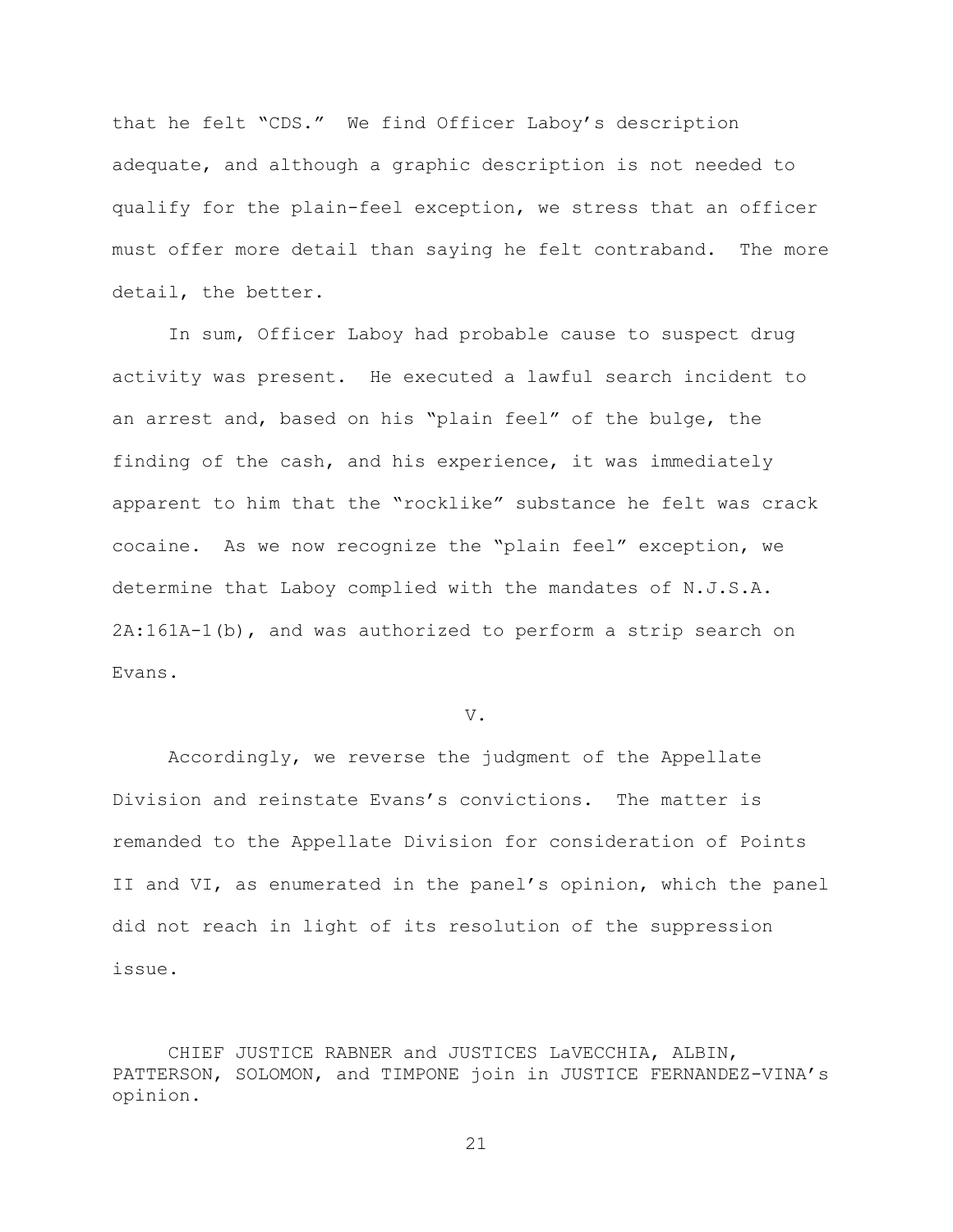that he felt "CDS." We find Officer Laboy's description adequate, and although a graphic description is not needed to qualify for the plain-feel exception, we stress that an officer must offer more detail than saying he felt contraband. The more detail, the better.

In sum, Officer Laboy had probable cause to suspect drug activity was present. He executed a lawful search incident to an arrest and, based on his "plain feel" of the bulge, the finding of the cash, and his experience, it was immediately apparent to him that the "rocklike" substance he felt was crack cocaine. As we now recognize the "plain feel" exception, we determine that Laboy complied with the mandates of N.J.S.A. 2A:161A-1(b), and was authorized to perform a strip search on Evans.

## V.

Accordingly, we reverse the judgment of the Appellate Division and reinstate Evans's convictions. The matter is remanded to the Appellate Division for consideration of Points II and VI, as enumerated in the panel's opinion, which the panel did not reach in light of its resolution of the suppression issue.

CHIEF JUSTICE RABNER and JUSTICES LaVECCHIA, ALBIN, PATTERSON, SOLOMON, and TIMPONE join in JUSTICE FERNANDEZ-VINA's opinion.